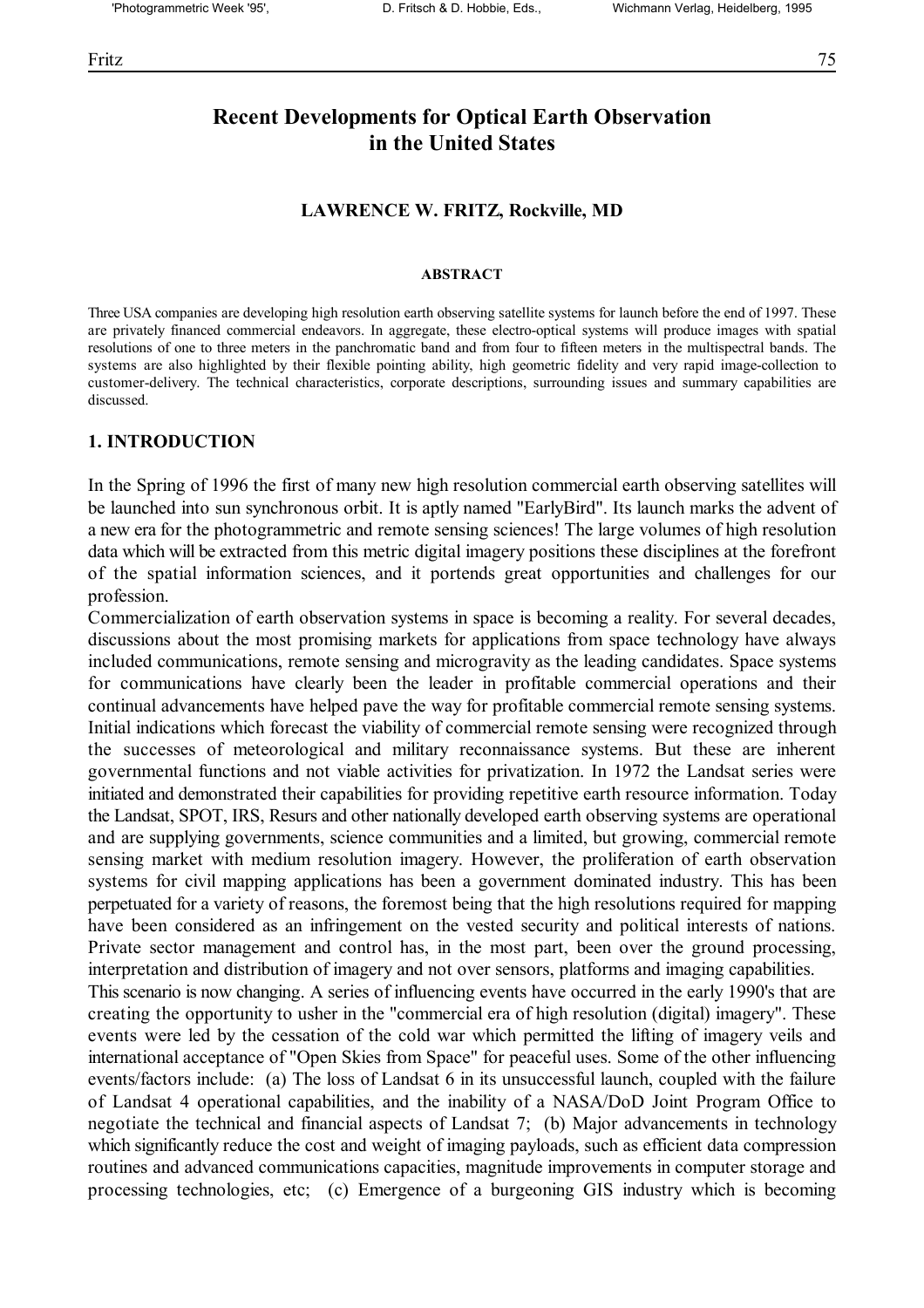# Recent Developments for Optical Earth Observation in the United States

**LAWRENCE W. FRITZ, Rockville, MD**

#### ABSTRACT

Three USA companies are developing high resolution earth observing satellite systems for launch before the end of 1997. These are privately financed commercial endeavors. In aggregate, these electro-optical systems will produce images with spatial resolutions of one to three meters in the panchromatic band and from four to fifteen meters in the multispectral bands. The systems are also highlighted by their flexible pointing ability, high geometric fidelity and very rapid image-collection to customer-delivery. The technical characteristics, corporate descriptions, surrounding issues and summary capabilities are discussed.

## 1. INTRODUCTION

In the Spring of 1996 the first of many new high resolution commercial earth observing satellites will be launched into sun synchronous orbit. It is aptly named "EarlyBird". Its launch marks the advent of a new era for the photogrammetric and remote sensing sciences! The large volumes of high resolution data which will be extracted from this metric digital imagery positions these disciplines at the forefront of the spatial information sciences, and it portends great opportunities and challenges for our profession.

Commercialization of earth observation systems in space is becoming a reality. For several decades, discussions about the most promising markets for applications from space technology have always included communications, remote sensing and microgravity as the leading candidates. Space systems for communications have clearly been the leader in profitable commercial operations and their continual advancements have helped pave the way for profitable commercial remote sensing systems. Initial indications which forecast the viability of commercial remote sensing were recognized through the successes of meteorological and military reconnaissance systems. But these are inherent governmental functions and not viable activities for privatization. In 1972 the Landsat series were initiated and demonstrated their capabilities for providing repetitive earth resource information. Today the Landsat, SPOT, IRS, Resurs and other nationally developed earth observing systems are operational and are supplying governments, science communities and a limited, but growing, commercial remote sensing market with medium resolution imagery. However, the proliferation of earth observation systems for civil mapping applications has been a government dominated industry. This has been perpetuated for a variety of reasons, the foremost being that the high resolutions required for mapping have been considered as an infringement on the vested security and political interests of nations. Private sector management and control has, in the most part, been over the ground processing, interpretation and distribution of imagery and not over sensors, platforms and imaging capabilities.

This scenario is now changing. A series of influencing events have occurred in the early 1990's that are creating the opportunity to usher in the "commercial era of high resolution (digital) imagery". These events were led by the cessation of the cold war which permitted the lifting of imagery veils and international acceptance of "Open Skies from Space" for peaceful uses. Some of the other influencing events/factors include: (a) The loss of Landsat 6 in its unsuccessful launch, coupled with the failure of Landsat 4 operational capabilities, and the inability of a NASA/DoD Joint Program Office to negotiate the technical and financial aspects of Landsat 7; (b) Major advancements in technology which significantly reduce the cost and weight of imaging payloads, such as efficient data compression routines and advanced communications capacities, magnitude improvements in computer storage and processing technologies, etc; (c) Emergence of a burgeoning GIS industry which is becoming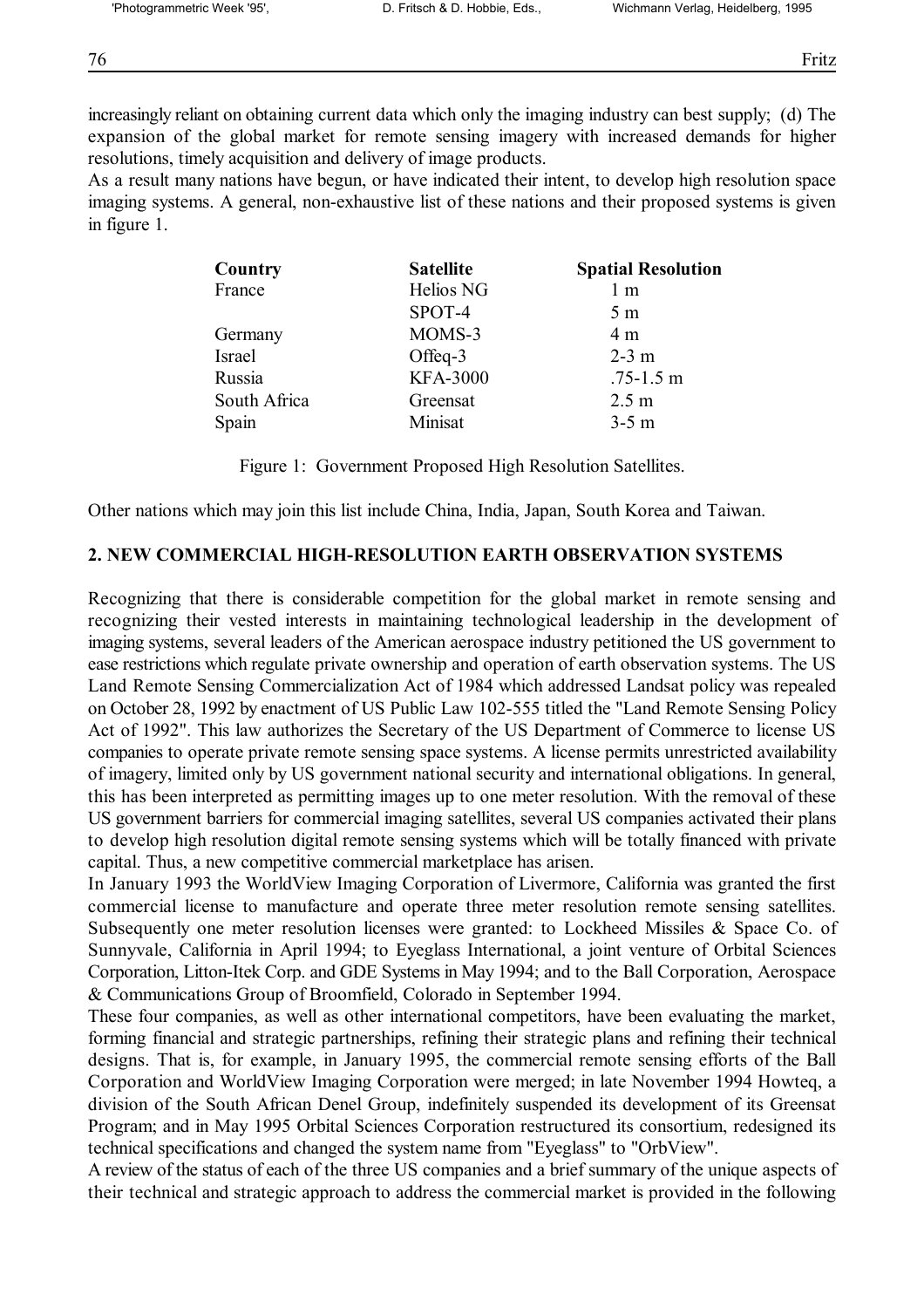increasingly reliant on obtaining current data which only the imaging industry can best supply; (d) The expansion of the global market for remote sensing imagery with increased demands for higher resolutions, timely acquisition and delivery of image products.

As a result many nations have begun, or have indicated their intent, to develop high resolution space imaging systems. A general, non-exhaustive list of these nations and their proposed systems is given in figure 1.

| Country | Satellite | Spatial Resolution |
|---|---|---|
| France | Helios NG | 1 m |
| | SPOT-4 | 5 m |
| Germany | MOMS-3 | 4 m |
| Israel | Offeq-3 | 2-3 m |
| Russia | KFA-3000 | .75-1.5 m |
| South Africa | Greensat | 2.5 m |
| Spain | Minisat | 3-5 m |

Figure 1: Government Proposed High Resolution Satellites.

Other nations which may join this list include China, India, Japan, South Korea and Taiwan.

## 2. NEW COMMERCIAL HIGH-RESOLUTION EARTH OBSERVATION SYSTEMS

Recognizing that there is considerable competition for the global market in remote sensing and recognizing their vested interests in maintaining technological leadership in the development of imaging systems, several leaders of the American aerospace industry petitioned the US government to ease restrictions which regulate private ownership and operation of earth observation systems. The US Land Remote Sensing Commercialization Act of 1984 which addressed Landsat policy was repealed on October 28, 1992 by enactment of US Public Law 102-555 titled the "Land Remote Sensing Policy Act of 1992". This law authorizes the Secretary of the US Department of Commerce to license US companies to operate private remote sensing space systems. A license permits unrestricted availability of imagery, limited only by US government national security and international obligations. In general, this has been interpreted as permitting images up to one meter resolution. With the removal of these US government barriers for commercial imaging satellites, several US companies activated their plans to develop high resolution digital remote sensing systems which will be totally financed with private capital. Thus, a new competitive commercial marketplace has arisen.

In January 1993 the WorldView Imaging Corporation of Livermore, California was granted the first commercial license to manufacture and operate three meter resolution remote sensing satellites. Subsequently one meter resolution licenses were granted: to Lockheed Missiles & Space Co. of Sunnyvale, California in April 1994; to Eyeglass International, a joint venture of Orbital Sciences Corporation, Litton-Itek Corp. and GDE Systems in May 1994; and to the Ball Corporation, Aerospace & Communications Group of Broomfield, Colorado in September 1994.

These four companies, as well as other international competitors, have been evaluating the market, forming financial and strategic partnerships, refining their strategic plans and refining their technical designs. That is, for example, in January 1995, the commercial remote sensing efforts of the Ball Corporation and WorldView Imaging Corporation were merged; in late November 1994 Howteq, a division of the South African Denel Group, indefinitely suspended its development of its Greensat Program; and in May 1995 Orbital Sciences Corporation restructured its consortium, redesigned its technical specifications and changed the system name from "Eyeglass" to "OrbView".

A review of the status of each of the three US companies and a brief summary of the unique aspects of their technical and strategic approach to address the commercial market is provided in the following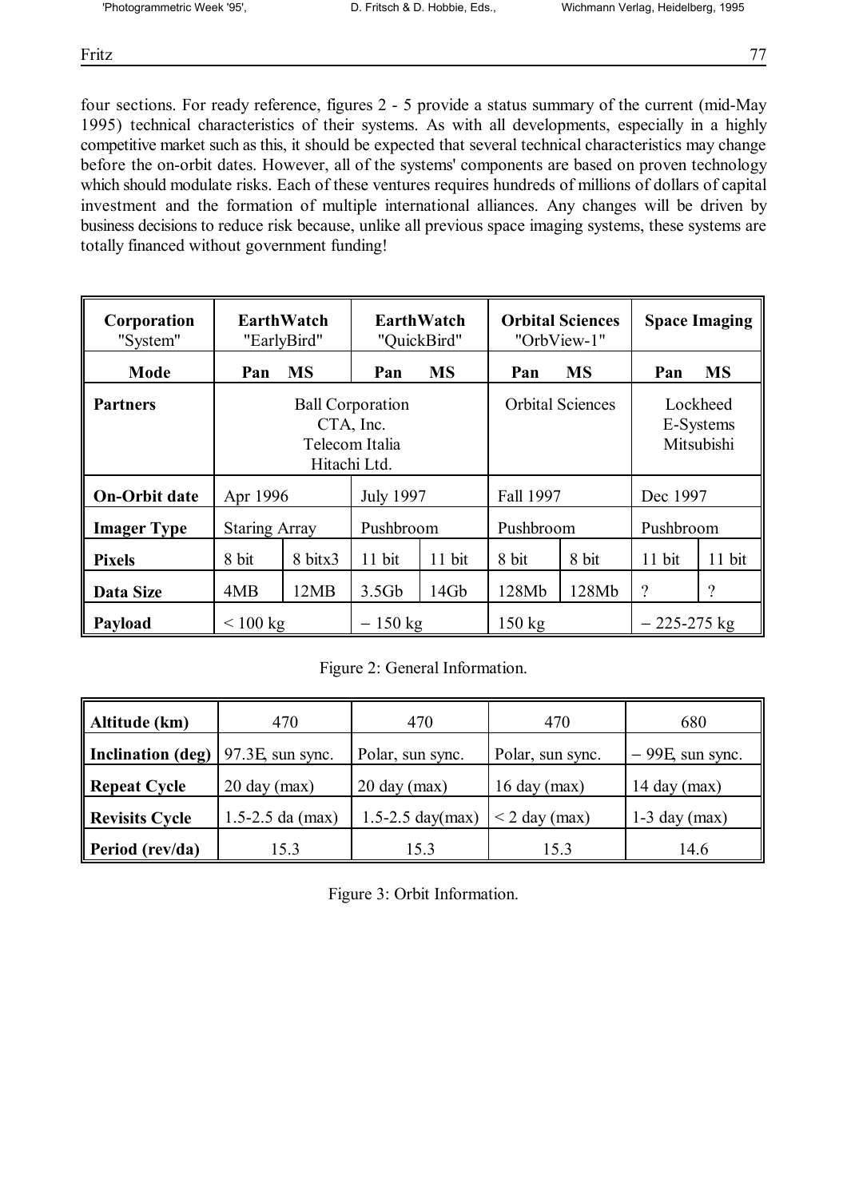four sections. For ready reference, figures 2 - 5 provide a status summary of the current (mid-May 1995) technical characteristics of their systems. As with all developments, especially in a highly competitive market such as this, it should be expected that several technical characteristics may change before the on-orbit dates. However, all of the systems' components are based on proven technology which should modulate risks. Each of these ventures requires hundreds of millions of dollars of capital investment and the formation of multiple international alliances. Any changes will be driven by business decisions to reduce risk because, unlike all previous space imaging systems, these systems are totally financed without government funding!

| **Corporation** "System" | **EarthWatch** "EarlyBird" | | **EarthWatch** "QuickBird" | | **Orbital Sciences** "OrbView-1" | | **Space Imaging** | |
|---|---|---|---|---|---|---|---|---|
| **Mode** | **Pan** | **MS** | **Pan** | **MS** | **Pan** | **MS** | **Pan** | **MS** |
| **Partners** | Ball Corporation CTA, Inc. Telecom Italia Hitachi Ltd. | | | | Orbital Sciences | | Lockheed E-Systems Mitsubishi | |
| **On-Orbit date** | Apr 1996 | | July 1997 | | Fall 1997 | | Dec 1997 | |
| **Imager Type** | Staring Array | | Pushbroom | | Pushbroom | | Pushbroom | |
| **Pixels** | 8 bit | 8 bitx3 | 11 bit | 11 bit | 8 bit | 8 bit | 11 bit | 11 bit |
| **Data Size** | 4MB | 12MB | 3.5Gb | 14Gb | 128Mb | 128Mb | ? | ? |
| **Payload** | < 100 kg | | − 150 kg | | 150 kg | | − 225-275 kg | |

Figure 2: General Information.

| **Altitude (km)** | 470 | 470 | 470 | 680 |
|---|---|---|---|---|
| **Inclination (deg)** | 97.3E, sun sync. | Polar, sun sync. | Polar, sun sync. | − 99E, sun sync. |
| **Repeat Cycle** | 20 day (max) | 20 day (max) | 16 day (max) | 14 day (max) |
| **Revisits Cycle** | 1.5-2.5 da (max) | 1.5-2.5 day(max) | < 2 day (max) | 1-3 day (max) |
| **Period (rev/da)** | 15.3 | 15.3 | 15.3 | 14.6 |

Figure 3: Orbit Information.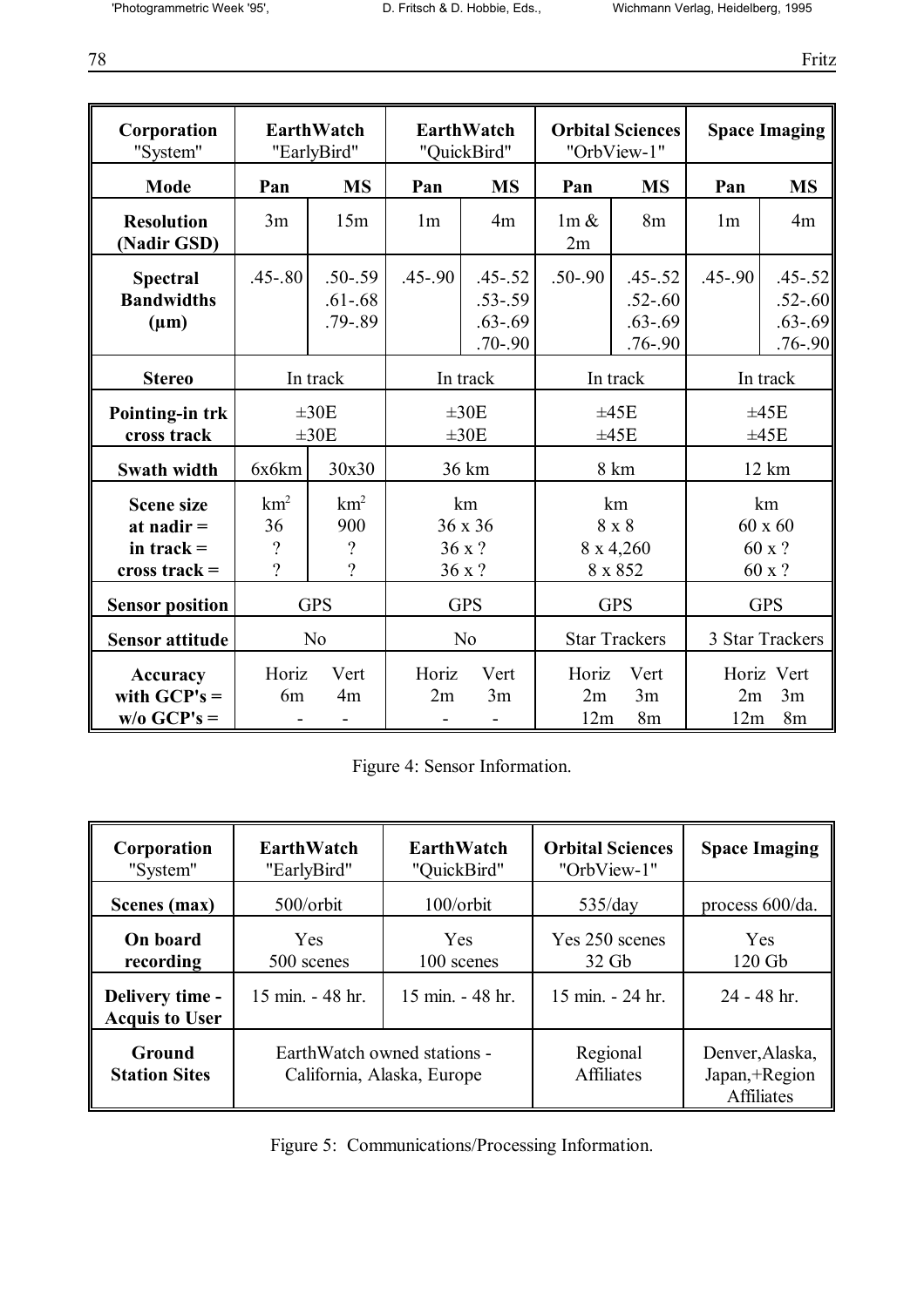| Corporation "System" | EarthWatch "EarlyBird" | | EarthWatch "QuickBird" | | Orbital Sciences "OrbView-1" | | Space Imaging | |
|---|---|---|---|---|---|---|---|---|
| **Mode** | **Pan** | **MS** | **Pan** | **MS** | **Pan** | **MS** | **Pan** | **MS** |
| **Resolution (Nadir GSD)** | 3m | 15m | 1m | 4m | 1m & 2m | 8m | 1m | 4m |
| **Spectral Bandwidths (µm)** | .45-.80 | .50-.59 .61-.68 .79-.89 | .45-.90 | .45-.52 .53-.59 .63-.69 .70-.90 | .50-.90 | .45-.52 .52-.60 .63-.69 .76-.90 | .45-.90 | .45-.52 .52-.60 .63-.69 .76-.90 |
| **Stereo** | In track | | In track | | In track | | In track | |
| **Pointing-in trk cross track** | ±30E ±30E | | ±30E ±30E | | ±45E ±45E | | ±45E ±45E | |
| **Swath width** | 6x6km | 30x30 | 36 km | | 8 km | | 12 km | |
| **Scene size at nadir = in track = cross track =** | $km^2$ 36 ? ? | $km^2$ 900 ? ? | km 36 x 36 36 x ? 36 x ? | | km 8 x 8 8 x 4,260 8 x 852 | | km 60 x 60 60 x ? 60 x ? | |
| **Sensor position** | GPS | | GPS | | GPS | | GPS | |
| **Sensor attitude** | No | | No | | Star Trackers | | 3 Star Trackers | |
| **Accuracy with GCP's = w/o GCP's =** | Horiz 6m - | Vert 4m - | Horiz 2m - | Vert 3m - | Horiz 2m 12m | Vert 3m 8m | Horiz 2m 12m | Vert 3m 8m |

Figure 4: Sensor Information.

| Corporation "System" | EarthWatch "EarlyBird" | EarthWatch "QuickBird" | Orbital Sciences "OrbView-1" | Space Imaging |
|---|---|---|---|---|
| **Scenes (max)** | 500/orbit | 100/orbit | 535/day | process 600/da. |
| **On board recording** | Yes 500 scenes | Yes 100 scenes | Yes 250 scenes 32 Gb | Yes 120 Gb |
| **Delivery time - Acquis to User** | 15 min. - 48 hr. | 15 min. - 48 hr. | 15 min. - 24 hr. | 24 - 48 hr. |
| **Ground Station Sites** | EarthWatch owned stations - California, Alaska, Europe | | Regional Affiliates | Denver, Alaska, Japan, +Region Affiliates |

Figure 5: Communications/Processing Information.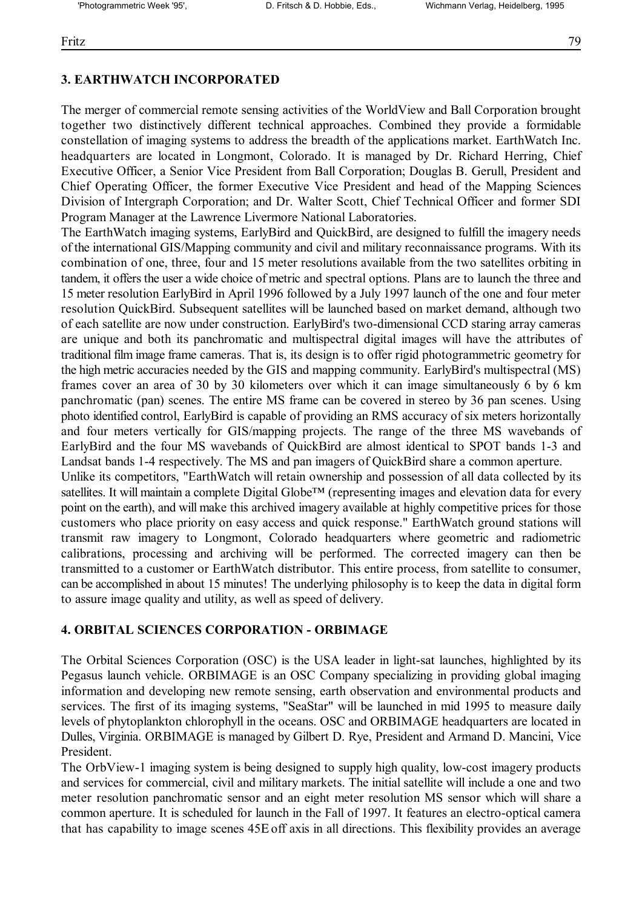## 3. EARTHWATCH INCORPORATED

The merger of commercial remote sensing activities of the WorldView and Ball Corporation brought together two distinctively different technical approaches. Combined they provide a formidable constellation of imaging systems to address the breadth of the applications market. EarthWatch Inc. headquarters are located in Longmont, Colorado. It is managed by Dr. Richard Herring, Chief Executive Officer, a Senior Vice President from Ball Corporation; Douglas B. Gerull, President and Chief Operating Officer, the former Executive Vice President and head of the Mapping Sciences Division of Intergraph Corporation; and Dr. Walter Scott, Chief Technical Officer and former SDI Program Manager at the Lawrence Livermore National Laboratories.

The EarthWatch imaging systems, EarlyBird and QuickBird, are designed to fulfill the imagery needs of the international GIS/Mapping community and civil and military reconnaissance programs. With its combination of one, three, four and 15 meter resolutions available from the two satellites orbiting in tandem, it offers the user a wide choice of metric and spectral options. Plans are to launch the three and 15 meter resolution EarlyBird in April 1996 followed by a July 1997 launch of the one and four meter resolution QuickBird. Subsequent satellites will be launched based on market demand, although two of each satellite are now under construction. EarlyBird's two-dimensional CCD staring array cameras are unique and both its panchromatic and multispectral digital images will have the attributes of traditional film image frame cameras. That is, its design is to offer rigid photogrammetric geometry for the high metric accuracies needed by the GIS and mapping community. EarlyBird's multispectral (MS) frames cover an area of 30 by 30 kilometers over which it can image simultaneously 6 by 6 km panchromatic (pan) scenes. The entire MS frame can be covered in stereo by 36 pan scenes. Using photo identified control, EarlyBird is capable of providing an RMS accuracy of six meters horizontally and four meters vertically for GIS/mapping projects. The range of the three MS wavebands of EarlyBird and the four MS wavebands of QuickBird are almost identical to SPOT bands 1-3 and Landsat bands 1-4 respectively. The MS and pan imagers of QuickBird share a common aperture.

Unlike its competitors, "EarthWatch will retain ownership and possession of all data collected by its satellites. It will maintain a complete Digital Globe™ (representing images and elevation data for every point on the earth), and will make this archived imagery available at highly competitive prices for those customers who place priority on easy access and quick response." EarthWatch ground stations will transmit raw imagery to Longmont, Colorado headquarters where geometric and radiometric calibrations, processing and archiving will be performed. The corrected imagery can then be transmitted to a customer or EarthWatch distributor. This entire process, from satellite to consumer, can be accomplished in about 15 minutes! The underlying philosophy is to keep the data in digital form to assure image quality and utility, as well as speed of delivery.

## 4. ORBITAL SCIENCES CORPORATION - ORBIMAGE

The Orbital Sciences Corporation (OSC) is the USA leader in light-sat launches, highlighted by its Pegasus launch vehicle. ORBIMAGE is an OSC Company specializing in providing global imaging information and developing new remote sensing, earth observation and environmental products and services. The first of its imaging systems, "SeaStar" will be launched in mid 1995 to measure daily levels of phytoplankton chlorophyll in the oceans. OSC and ORBIMAGE headquarters are located in Dulles, Virginia. ORBIMAGE is managed by Gilbert D. Rye, President and Armand D. Mancini, Vice President.

The OrbView-1 imaging system is being designed to supply high quality, low-cost imagery products and services for commercial, civil and military markets. The initial satellite will include a one and two meter resolution panchromatic sensor and an eight meter resolution MS sensor which will share a common aperture. It is scheduled for launch in the Fall of 1997. It features an electro-optical camera that has capability to image scenes 45E off axis in all directions. This flexibility provides an average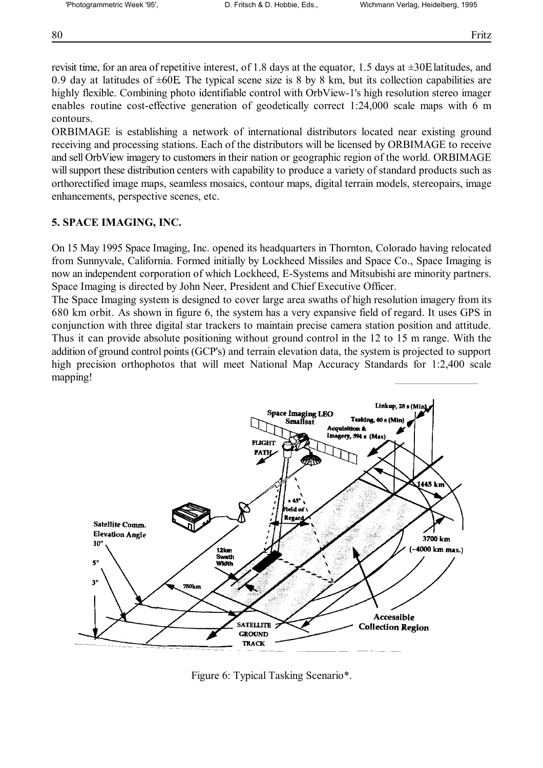revisit time, for an area of repetitive interest, of 1.8 days at the equator, 1.5 days at ±30E latitudes, and 0.9 day at latitudes of ±60E. The typical scene size is 8 by 8 km, but its collection capabilities are highly flexible. Combining photo identifiable control with OrbView-1's high resolution stereo imager enables routine cost-effective generation of geodetically correct 1:24,000 scale maps with 6 m contours.

ORBIMAGE is establishing a network of international distributors located near existing ground receiving and processing stations. Each of the distributors will be licensed by ORBIMAGE to receive and sell OrbView imagery to customers in their nation or geographic region of the world. ORBIMAGE will support these distribution centers with capability to produce a variety of standard products such as orthorectified image maps, seamless mosaics, contour maps, digital terrain models, stereopairs, image enhancements, perspective scenes, etc.

## 5. SPACE IMAGING, INC.

On 15 May 1995 Space Imaging, Inc. opened its headquarters in Thornton, Colorado having relocated from Sunnyvale, California. Formed initially by Lockheed Missiles and Space Co., Space Imaging is now an independent corporation of which Lockheed, E-Systems and Mitsubishi are minority partners. Space Imaging is directed by John Neer, President and Chief Executive Officer.

The Space Imaging system is designed to cover large area swaths of high resolution imagery from its 680 km orbit. As shown in figure 6, the system has a very expansive field of regard. It uses GPS in conjunction with three digital star trackers to maintain precise camera station position and attitude. Thus it can provide absolute positioning without ground control in the 12 to 15 m range. With the addition of ground control points (GCP's) and terrain elevation data, the system is projected to support high precision orthophotos that will meet National Map Accuracy Standards for 1:2,400 scale mapping!

Figure 6: Typical Tasking Scenario*.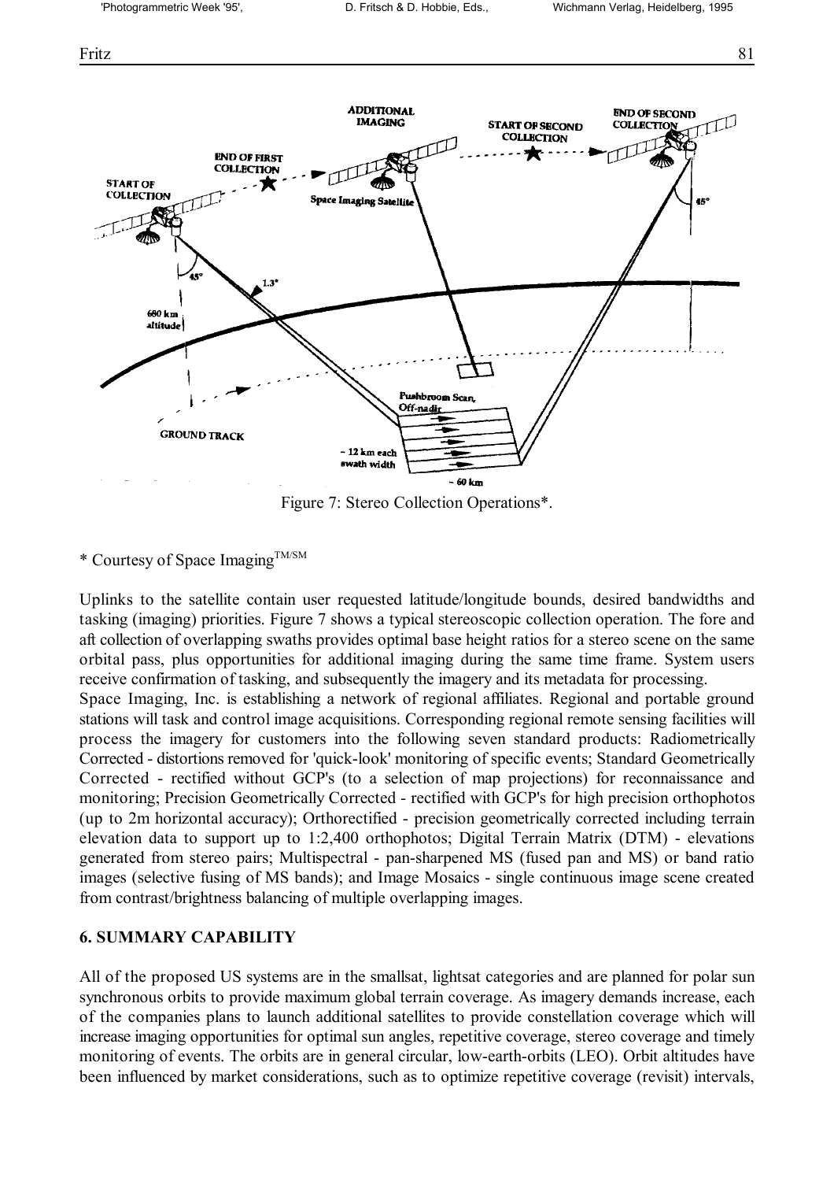Figure 7: Stereo Collection Operations*.

* Courtesy of Space Imaging[TM/SM]

Uplinks to the satellite contain user requested latitude/longitude bounds, desired bandwidths and tasking (imaging) priorities. Figure 7 shows a typical stereoscopic collection operation. The fore and aft collection of overlapping swaths provides optimal base height ratios for a stereo scene on the same orbital pass, plus opportunities for additional imaging during the same time frame. System users receive confirmation of tasking, and subsequently the imagery and its metadata for processing.

Space Imaging, Inc. is establishing a network of regional affiliates. Regional and portable ground stations will task and control image acquisitions. Corresponding regional remote sensing facilities will process the imagery for customers into the following seven standard products: Radiometrically Corrected - distortions removed for 'quick-look' monitoring of specific events; Standard Geometrically Corrected - rectified without GCP's (to a selection of map projections) for reconnaissance and monitoring; Precision Geometrically Corrected - rectified with GCP's for high precision orthophotos (up to 2m horizontal accuracy); Orthorectified - precision geometrically corrected including terrain elevation data to support up to 1:2,400 orthophotos; Digital Terrain Matrix (DTM) - elevations generated from stereo pairs; Multispectral - pan-sharpened MS (fused pan and MS) or band ratio images (selective fusing of MS bands); and Image Mosaics - single continuous image scene created from contrast/brightness balancing of multiple overlapping images.

## 6. SUMMARY CAPABILITY

All of the proposed US systems are in the smallsat, lightsat categories and are planned for polar sun synchronous orbits to provide maximum global terrain coverage. As imagery demands increase, each of the companies plans to launch additional satellites to provide constellation coverage which will increase imaging opportunities for optimal sun angles, repetitive coverage, stereo coverage and timely monitoring of events. The orbits are in general circular, low-earth-orbits (LEO). Orbit altitudes have been influenced by market considerations, such as to optimize repetitive coverage (revisit) intervals,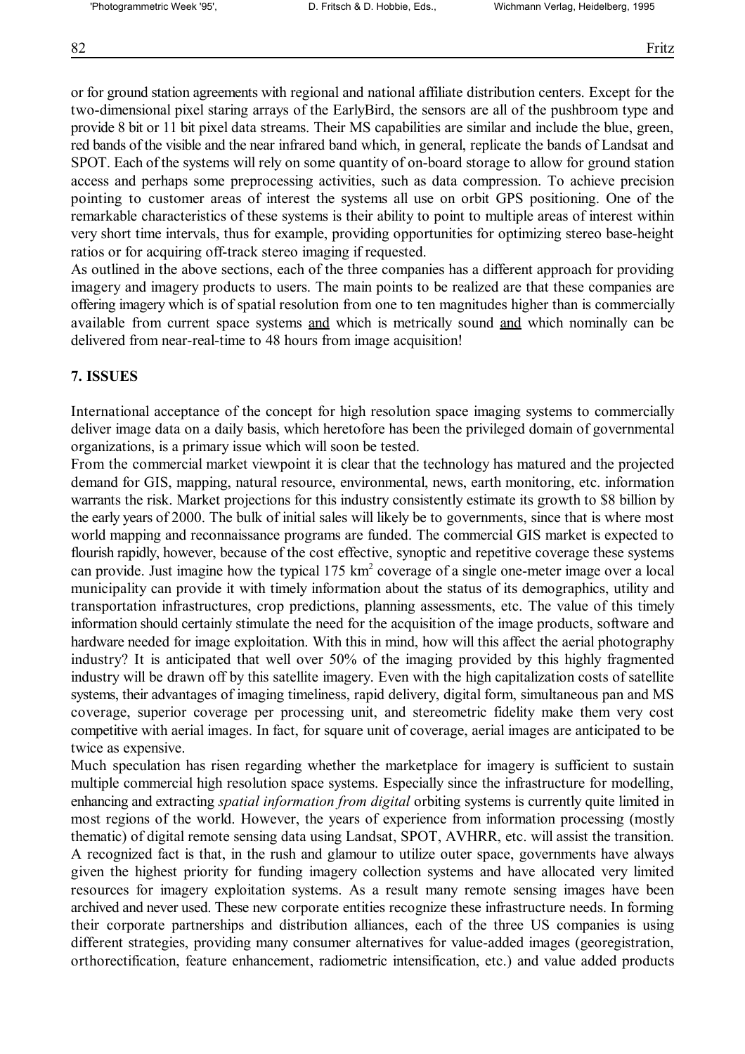or for ground station agreements with regional and national affiliate distribution centers. Except for the two-dimensional pixel staring arrays of the EarlyBird, the sensors are all of the pushbroom type and provide 8 bit or 11 bit pixel data streams. Their MS capabilities are similar and include the blue, green, red bands of the visible and the near infrared band which, in general, replicate the bands of Landsat and SPOT. Each of the systems will rely on some quantity of on-board storage to allow for ground station access and perhaps some preprocessing activities, such as data compression. To achieve precision pointing to customer areas of interest the systems all use on orbit GPS positioning. One of the remarkable characteristics of these systems is their ability to point to multiple areas of interest within very short time intervals, thus for example, providing opportunities for optimizing stereo base-height ratios or for acquiring off-track stereo imaging if requested.

As outlined in the above sections, each of the three companies has a different approach for providing imagery and imagery products to users. The main points to be realized are that these companies are offering imagery which is of spatial resolution from one to ten magnitudes higher than is commercially available from current space systems <u>and</u> which is metrically sound <u>and</u> which nominally can be delivered from near-real-time to 48 hours from image acquisition!

## 7. ISSUES

International acceptance of the concept for high resolution space imaging systems to commercially deliver image data on a daily basis, which heretofore has been the privileged domain of governmental organizations, is a primary issue which will soon be tested.

From the commercial market viewpoint it is clear that the technology has matured and the projected demand for GIS, mapping, natural resource, environmental, news, earth monitoring, etc. information warrants the risk. Market projections for this industry consistently estimate its growth to \$8 billion by the early years of 2000. The bulk of initial sales will likely be to governments, since that is where most world mapping and reconnaissance programs are funded. The commercial GIS market is expected to flourish rapidly, however, because of the cost effective, synoptic and repetitive coverage these systems can provide. Just imagine how the typical 175 km$^2$ coverage of a single one-meter image over a local municipality can provide it with timely information about the status of its demographics, utility and transportation infrastructures, crop predictions, planning assessments, etc. The value of this timely information should certainly stimulate the need for the acquisition of the image products, software and hardware needed for image exploitation. With this in mind, how will this affect the aerial photography industry? It is anticipated that well over 50% of the imaging provided by this highly fragmented industry will be drawn off by this satellite imagery. Even with the high capitalization costs of satellite systems, their advantages of imaging timeliness, rapid delivery, digital form, simultaneous pan and MS coverage, superior coverage per processing unit, and stereometric fidelity make them very cost competitive with aerial images. In fact, for square unit of coverage, aerial images are anticipated to be twice as expensive.

Much speculation has risen regarding whether the marketplace for imagery is sufficient to sustain multiple commercial high resolution space systems. Especially since the infrastructure for modelling, enhancing and extracting *spatial information from digital* orbiting systems is currently quite limited in most regions of the world. However, the years of experience from information processing (mostly thematic) of digital remote sensing data using Landsat, SPOT, AVHRR, etc. will assist the transition. A recognized fact is that, in the rush and glamour to utilize outer space, governments have always given the highest priority for funding imagery collection systems and have allocated very limited resources for imagery exploitation systems. As a result many remote sensing images have been archived and never used. These new corporate entities recognize these infrastructure needs. In forming their corporate partnerships and distribution alliances, each of the three US companies is using different strategies, providing many consumer alternatives for value-added images (georegistration, orthorectification, feature enhancement, radiometric intensification, etc.) and value added products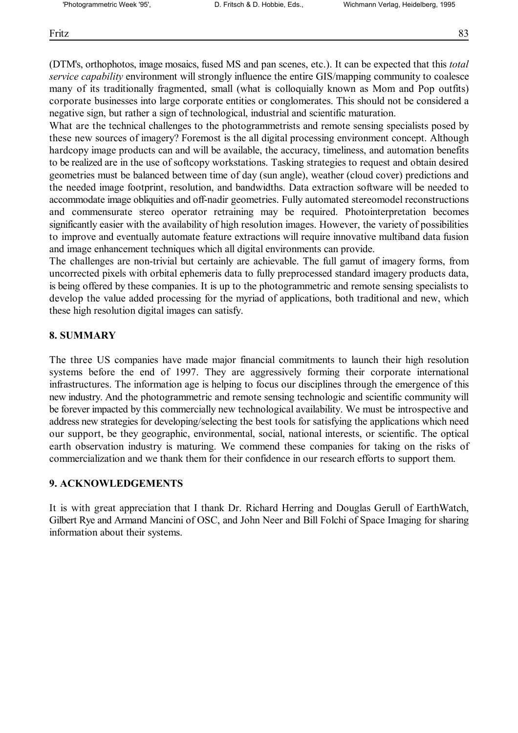(DTM's, orthophotos, image mosaics, fused MS and pan scenes, etc.). It can be expected that this *total service capability* environment will strongly influence the entire GIS/mapping community to coalesce many of its traditionally fragmented, small (what is colloquially known as Mom and Pop outfits) corporate businesses into large corporate entities or conglomerates. This should not be considered a negative sign, but rather a sign of technological, industrial and scientific maturation.

What are the technical challenges to the photogrammetrists and remote sensing specialists posed by these new sources of imagery? Foremost is the all digital processing environment concept. Although hardcopy image products can and will be available, the accuracy, timeliness, and automation benefits to be realized are in the use of softcopy workstations. Tasking strategies to request and obtain desired geometries must be balanced between time of day (sun angle), weather (cloud cover) predictions and the needed image footprint, resolution, and bandwidths. Data extraction software will be needed to accommodate image obliquities and off-nadir geometries. Fully automated stereomodel reconstructions and commensurate stereo operator retraining may be required. Photointerpretation becomes significantly easier with the availability of high resolution images. However, the variety of possibilities to improve and eventually automate feature extractions will require innovative multiband data fusion and image enhancement techniques which all digital environments can provide.

The challenges are non-trivial but certainly are achievable. The full gamut of imagery forms, from uncorrected pixels with orbital ephemeris data to fully preprocessed standard imagery products data, is being offered by these companies. It is up to the photogrammetric and remote sensing specialists to develop the value added processing for the myriad of applications, both traditional and new, which these high resolution digital images can satisfy.

## 8. SUMMARY

The three US companies have made major financial commitments to launch their high resolution systems before the end of 1997. They are aggressively forming their corporate international infrastructures. The information age is helping to focus our disciplines through the emergence of this new industry. And the photogrammetric and remote sensing technologic and scientific community will be forever impacted by this commercially new technological availability. We must be introspective and address new strategies for developing/selecting the best tools for satisfying the applications which need our support, be they geographic, environmental, social, national interests, or scientific. The optical earth observation industry is maturing. We commend these companies for taking on the risks of commercialization and we thank them for their confidence in our research efforts to support them.

## 9. ACKNOWLEDGEMENTS

It is with great appreciation that I thank Dr. Richard Herring and Douglas Gerull of EarthWatch, Gilbert Rye and Armand Mancini of OSC, and John Neer and Bill Folchi of Space Imaging for sharing information about their systems.